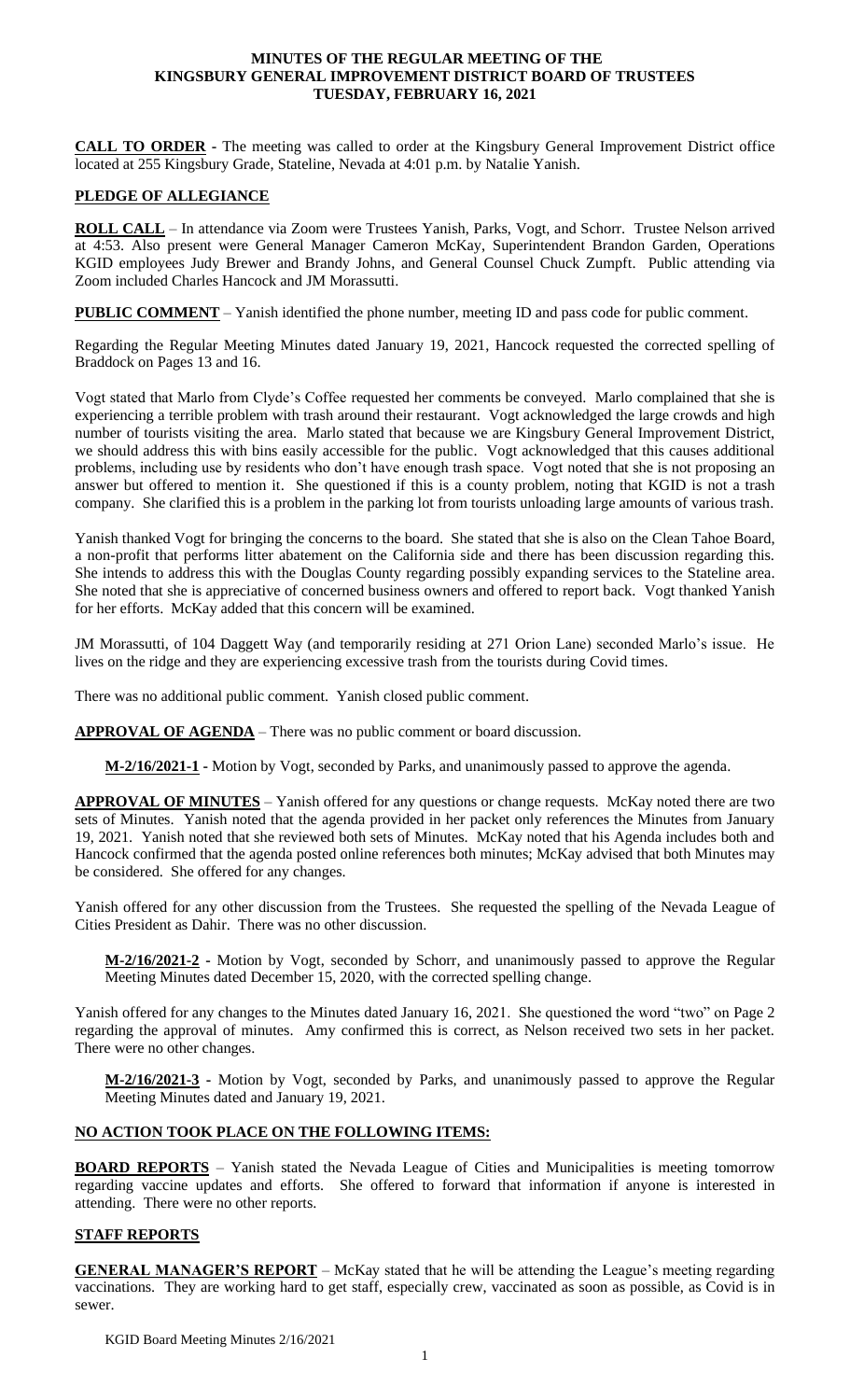**MINUTES OF THE REGULAR MEETING OF THE KINGSBURY GENERAL IMPROVEMENT DISTRICT BOARD OF TRUSTEES TUESDAY, FEBRUARY 16, 2021**

**CALL TO ORDER -** The meeting was called to order at the Kingsbury General Improvement District office located at 255 Kingsbury Grade, Stateline, Nevada at 4:01 p.m. by Natalie Yanish.

**PLEDGE OF ALLEGIANCE**

**ROLL CALL** – In attendance via Zoom were Trustees Yanish, Parks, Vogt, and Schorr. Trustee Nelson arrived at 4:53. Also present were General Manager Cameron McKay, Superintendent Brandon Garden, Operations KGID employees Judy Brewer and Brandy Johns, and General Counsel Chuck Zumpft. Public attending via Zoom included Charles Hancock and JM Morassutti.

**PUBLIC COMMENT** – Yanish identified the phone number, meeting ID and pass code for public comment.

Regarding the Regular Meeting Minutes dated January 19, 2021, Hancock requested the corrected spelling of Braddock on Pages 13 and 16.

Vogt stated that Marlo from Clyde's Coffee requested her comments be conveyed. Marlo complained that she is experiencing a terrible problem with trash around their restaurant. Vogt acknowledged the large crowds and high number of tourists visiting the area. Marlo stated that because we are Kingsbury General Improvement District, we should address this with bins easily accessible for the public. Vogt acknowledged that this causes additional problems, including use by residents who don't have enough trash space. Vogt noted that she is not proposing an answer but offered to mention it. She questioned if this is a county problem, noting that KGID is not a trash company. She clarified this is a problem in the parking lot from tourists unloading large amounts of various trash.

Yanish thanked Vogt for bringing the concerns to the board. She stated that she is also on the Clean Tahoe Board, a non-profit that performs litter abatement on the California side and there has been discussion regarding this. She intends to address this with the Douglas County regarding possibly expanding services to the Stateline area. She noted that she is appreciative of concerned business owners and offered to report back. Vogt thanked Yanish for her efforts. McKay added that this concern will be examined.

JM Morassutti, of 104 Daggett Way (and temporarily residing at 271 Orion Lane) seconded Marlo's issue. He lives on the ridge and they are experiencing excessive trash from the tourists during Covid times.

There was no additional public comment. Yanish closed public comment.

**APPROVAL OF AGENDA** – There was no public comment or board discussion.

**M-2/16/2021-1 -** Motion by Vogt, seconded by Parks, and unanimously passed to approve the agenda.

**APPROVAL OF MINUTES** – Yanish offered for any questions or change requests. McKay noted there are two sets of Minutes. Yanish noted that the agenda provided in her packet only references the Minutes from January 19, 2021. Yanish noted that she reviewed both sets of Minutes. McKay noted that his Agenda includes both and Hancock confirmed that the agenda posted online references both minutes; McKay advised that both Minutes may be considered. She offered for any changes.

Yanish offered for any other discussion from the Trustees. She requested the spelling of the Nevada League of Cities President as Dahir. There was no other discussion.

**M-2/16/2021-2 -** Motion by Vogt, seconded by Schorr, and unanimously passed to approve the Regular Meeting Minutes dated December 15, 2020, with the corrected spelling change.

Yanish offered for any changes to the Minutes dated January 16, 2021. She questioned the word "two" on Page 2 regarding the approval of minutes. Amy confirmed this is correct, as Nelson received two sets in her packet. There were no other changes.

**M-2/16/2021-3 -** Motion by Vogt, seconded by Parks, and unanimously passed to approve the Regular Meeting Minutes dated and January 19, 2021.

**NO ACTION TOOK PLACE ON THE FOLLOWING ITEMS:**

**BOARD REPORTS** – Yanish stated the Nevada League of Cities and Municipalities is meeting tomorrow regarding vaccine updates and efforts. She offered to forward that information if anyone is interested in attending. There were no other reports.

**STAFF REPORTS**

**GENERAL MANAGER'S REPORT** – McKay stated that he will be attending the League's meeting regarding vaccinations. They are working hard to get staff, especially crew, vaccinated as soon as possible, as Covid is in sewer.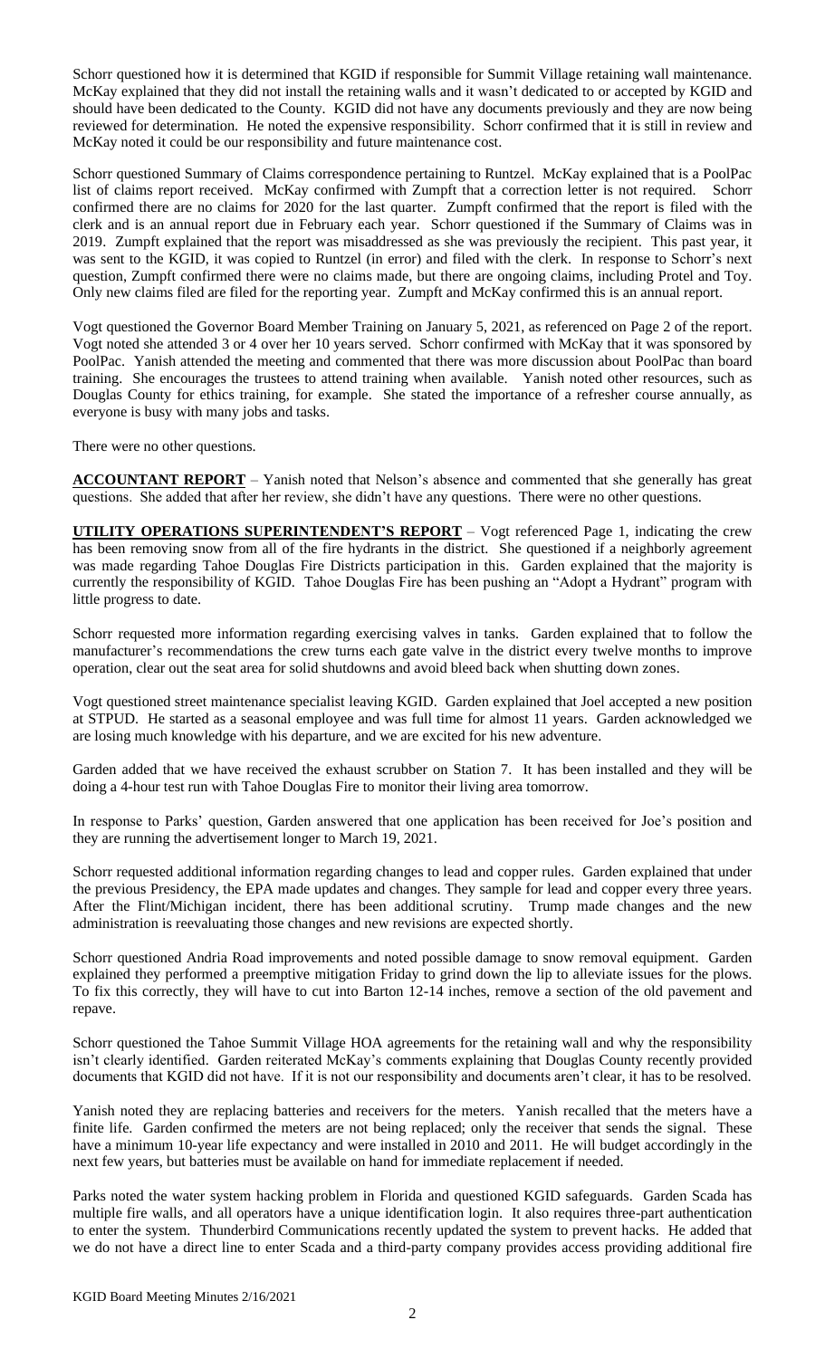Schorr questioned how it is determined that KGID if responsible for Summit Village retaining wall maintenance. McKay explained that they did not install the retaining walls and it wasn't dedicated to or accepted by KGID and should have been dedicated to the County. KGID did not have any documents previously and they are now being reviewed for determination. He noted the expensive responsibility. Schorr confirmed that it is still in review and McKay noted it could be our responsibility and future maintenance cost.

Schorr questioned Summary of Claims correspondence pertaining to Runtzel. McKay explained that is a PoolPac list of claims report received. McKay confirmed with Zumpft that a correction letter is not required. Schorr confirmed there are no claims for 2020 for the last quarter. Zumpft confirmed that the report is filed with the clerk and is an annual report due in February each year. Schorr questioned if the Summary of Claims was in 2019. Zumpft explained that the report was misaddressed as she was previously the recipient. This past year, it was sent to the KGID, it was copied to Runtzel (in error) and filed with the clerk. In response to Schorr's next question, Zumpft confirmed there were no claims made, but there are ongoing claims, including Protel and Toy. Only new claims filed are filed for the reporting year. Zumpft and McKay confirmed this is an annual report.

Vogt questioned the Governor Board Member Training on January 5, 2021, as referenced on Page 2 of the report. Vogt noted she attended 3 or 4 over her 10 years served. Schorr confirmed with McKay that it was sponsored by PoolPac. Yanish attended the meeting and commented that there was more discussion about PoolPac than board training. She encourages the trustees to attend training when available. Yanish noted other resources, such as Douglas County for ethics training, for example. She stated the importance of a refresher course annually, as everyone is busy with many jobs and tasks.

There were no other questions.

**ACCOUNTANT REPORT** – Yanish noted that Nelson's absence and commented that she generally has great questions. She added that after her review, she didn't have any questions. There were no other questions.

**UTILITY OPERATIONS SUPERINTENDENT'S REPORT** – Vogt referenced Page 1, indicating the crew has been removing snow from all of the fire hydrants in the district. She questioned if a neighborly agreement was made regarding Tahoe Douglas Fire Districts participation in this. Garden explained that the majority is currently the responsibility of KGID. Tahoe Douglas Fire has been pushing an "Adopt a Hydrant" program with little progress to date.

Schorr requested more information regarding exercising valves in tanks. Garden explained that to follow the manufacturer's recommendations the crew turns each gate valve in the district every twelve months to improve operation, clear out the seat area for solid shutdowns and avoid bleed back when shutting down zones.

Vogt questioned street maintenance specialist leaving KGID. Garden explained that Joel accepted a new position at STPUD. He started as a seasonal employee and was full time for almost 11 years. Garden acknowledged we are losing much knowledge with his departure, and we are excited for his new adventure.

Garden added that we have received the exhaust scrubber on Station 7. It has been installed and they will be doing a 4-hour test run with Tahoe Douglas Fire to monitor their living area tomorrow.

In response to Parks' question, Garden answered that one application has been received for Joe's position and they are running the advertisement longer to March 19, 2021.

Schorr requested additional information regarding changes to lead and copper rules. Garden explained that under the previous Presidency, the EPA made updates and changes. They sample for lead and copper every three years. After the Flint/Michigan incident, there has been additional scrutiny. Trump made changes and the new administration is reevaluating those changes and new revisions are expected shortly.

Schorr questioned Andria Road improvements and noted possible damage to snow removal equipment. Garden explained they performed a preemptive mitigation Friday to grind down the lip to alleviate issues for the plows. To fix this correctly, they will have to cut into Barton 12-14 inches, remove a section of the old pavement and repave.

Schorr questioned the Tahoe Summit Village HOA agreements for the retaining wall and why the responsibility isn't clearly identified. Garden reiterated McKay's comments explaining that Douglas County recently provided documents that KGID did not have. If it is not our responsibility and documents aren't clear, it has to be resolved.

Yanish noted they are replacing batteries and receivers for the meters. Yanish recalled that the meters have a finite life. Garden confirmed the meters are not being replaced; only the receiver that sends the signal. These have a minimum 10-year life expectancy and were installed in 2010 and 2011. He will budget accordingly in the next few years, but batteries must be available on hand for immediate replacement if needed.

Parks noted the water system hacking problem in Florida and questioned KGID safeguards. Garden Scada has multiple fire walls, and all operators have a unique identification login. It also requires three-part authentication to enter the system. Thunderbird Communications recently updated the system to prevent hacks. He added that we do not have a direct line to enter Scada and a third-party company provides access providing additional fire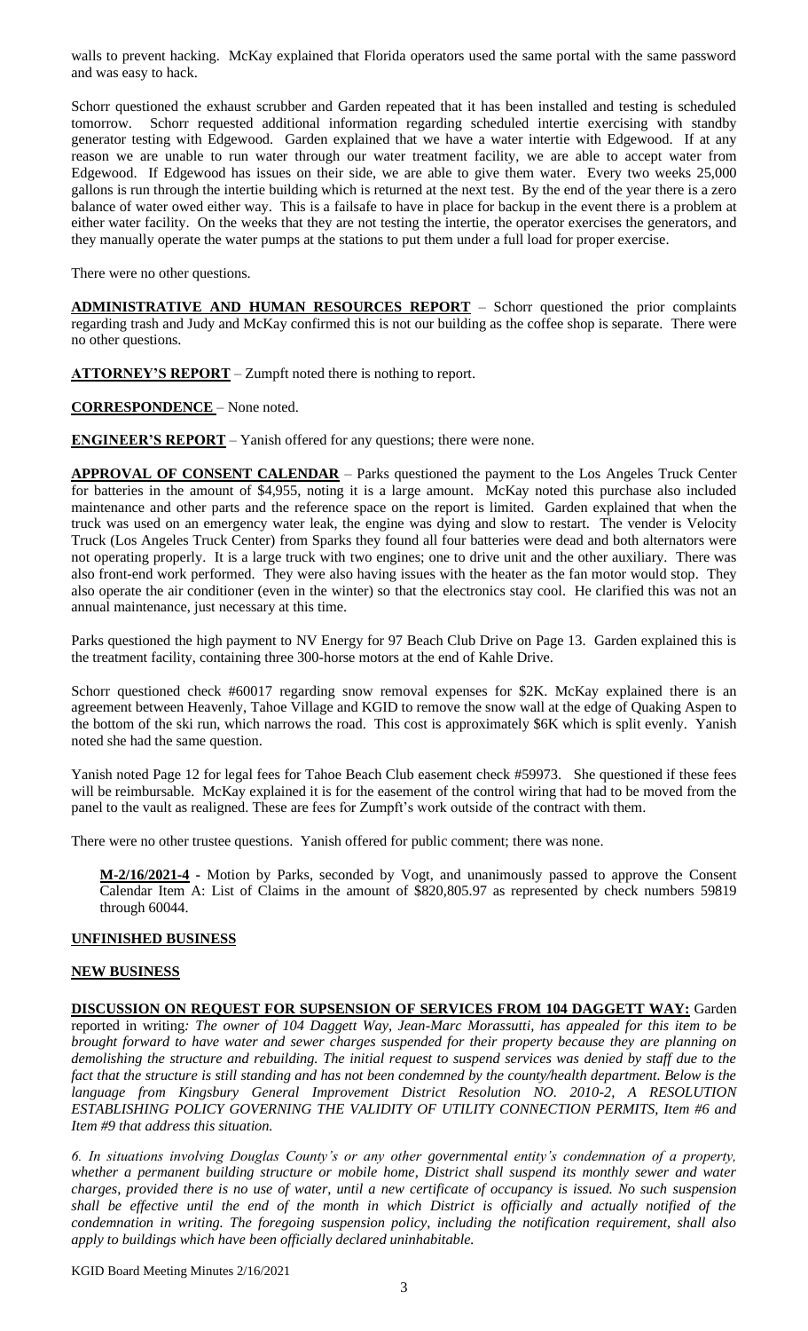walls to prevent hacking. McKay explained that Florida operators used the same portal with the same password and was easy to hack.

Schorr questioned the exhaust scrubber and Garden repeated that it has been installed and testing is scheduled tomorrow. Schorr requested additional information regarding scheduled intertie exercising with standby generator testing with Edgewood. Garden explained that we have a water intertie with Edgewood. If at any reason we are unable to run water through our water treatment facility, we are able to accept water from Edgewood. If Edgewood has issues on their side, we are able to give them water. Every two weeks 25,000 gallons is run through the intertie building which is returned at the next test. By the end of the year there is a zero balance of water owed either way. This is a failsafe to have in place for backup in the event there is a problem at either water facility. On the weeks that they are not testing the intertie, the operator exercises the generators, and they manually operate the water pumps at the stations to put them under a full load for proper exercise.

There were no other questions.

**ADMINISTRATIVE AND HUMAN RESOURCES REPORT** – Schorr questioned the prior complaints regarding trash and Judy and McKay confirmed this is not our building as the coffee shop is separate. There were no other questions.

**ATTORNEY'S REPORT** – Zumpft noted there is nothing to report.

**CORRESPONDENCE** – None noted.

**ENGINEER'S REPORT** – Yanish offered for any questions; there were none.

**APPROVAL OF CONSENT CALENDAR** – Parks questioned the payment to the Los Angeles Truck Center for batteries in the amount of $4,955, noting it is a large amount. McKay noted this purchase also included maintenance and other parts and the reference space on the report is limited. Garden explained that when the truck was used on an emergency water leak, the engine was dying and slow to restart. The vender is Velocity Truck (Los Angeles Truck Center) from Sparks they found all four batteries were dead and both alternators were not operating properly. It is a large truck with two engines; one to drive unit and the other auxiliary. There was also front-end work performed. They were also having issues with the heater as the fan motor would stop. They also operate the air conditioner (even in the winter) so that the electronics stay cool. He clarified this was not an annual maintenance, just necessary at this time.

Parks questioned the high payment to NV Energy for 97 Beach Club Drive on Page 13. Garden explained this is the treatment facility, containing three 300-horse motors at the end of Kahle Drive.

Schorr questioned check #60017 regarding snow removal expenses for $2K. McKay explained there is an agreement between Heavenly, Tahoe Village and KGID to remove the snow wall at the edge of Quaking Aspen to the bottom of the ski run, which narrows the road. This cost is approximately $6K which is split evenly. Yanish noted she had the same question.

Yanish noted Page 12 for legal fees for Tahoe Beach Club easement check #59973. She questioned if these fees will be reimbursable. McKay explained it is for the easement of the control wiring that had to be moved from the panel to the vault as realigned. These are fees for Zumpft's work outside of the contract with them.

There were no other trustee questions. Yanish offered for public comment; there was none.

> **M-2/16/2021-4** - Motion by Parks, seconded by Vogt, and unanimously passed to approve the Consent Calendar Item A: List of Claims in the amount of $820,805.97 as represented by check numbers 59819 through 60044.

## UNFINISHED BUSINESS

## NEW BUSINESS

**DISCUSSION ON REQUEST FOR SUPSENSION OF SERVICES FROM 104 DAGGETT WAY:** Garden reported in writing*: The owner of 104 Daggett Way, Jean-Marc Morassutti, has appealed for this item to be brought forward to have water and sewer charges suspended for their property because they are planning on demolishing the structure and rebuilding. The initial request to suspend services was denied by staff due to the fact that the structure is still standing and has not been condemned by the county/health department. Below is the language from Kingsbury General Improvement District Resolution NO. 2010-2, A RESOLUTION ESTABLISHING POLICY GOVERNING THE VALIDITY OF UTILITY CONNECTION PERMITS, Item #6 and Item #9 that address this situation.*

*6. In situations involving Douglas County's or any other governmental entity's condemnation of a property, whether a permanent building structure or mobile home, District shall suspend its monthly sewer and water charges, provided there is no use of water, until a new certificate of occupancy is issued. No such suspension shall be effective until the end of the month in which District is officially and actually notified of the condemnation in writing. The foregoing suspension policy, including the notification requirement, shall also apply to buildings which have been officially declared uninhabitable.*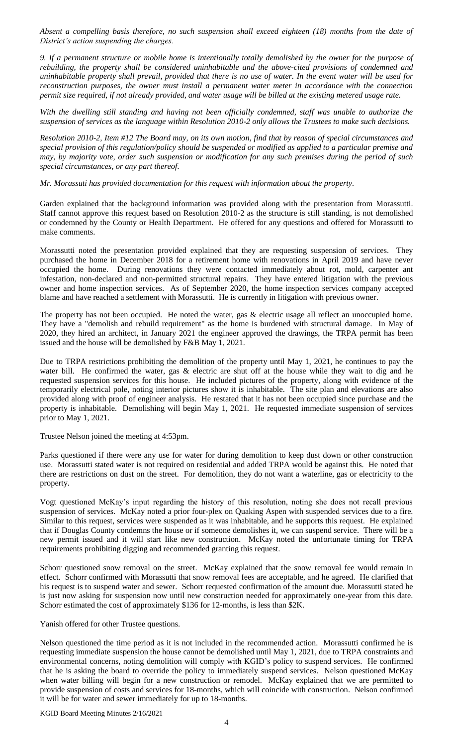*Absent a compelling basis therefore, no such suspension shall exceed eighteen (18) months from the date of District's action suspending the charges.*

*9. If a permanent structure or mobile home is intentionally totally demolished by the owner for the purpose of rebuilding, the property shall be considered uninhabitable and the above-cited provisions of condemned and uninhabitable property shall prevail, provided that there is no use of water. In the event water will be used for reconstruction purposes, the owner must install a permanent water meter in accordance with the connection permit size required, if not already provided, and water usage will be billed at the existing metered usage rate.*

*With the dwelling still standing and having not been officially condemned, staff was unable to authorize the suspension of services as the language within Resolution 2010-2 only allows the Trustees to make such decisions.*

*Resolution 2010-2, Item #12 The Board may, on its own motion, find that by reason of special circumstances and special provision of this regulation/policy should be suspended or modified as applied to a particular premise and may, by majority vote, order such suspension or modification for any such premises during the period of such special circumstances, or any part thereof.*

*Mr. Morassuti has provided documentation for this request with information about the property.*

Garden explained that the background information was provided along with the presentation from Morassutti. Staff cannot approve this request based on Resolution 2010-2 as the structure is still standing, is not demolished or condemned by the County or Health Department. He offered for any questions and offered for Morassutti to make comments.

Morassutti noted the presentation provided explained that they are requesting suspension of services. They purchased the home in December 2018 for a retirement home with renovations in April 2019 and have never occupied the home. During renovations they were contacted immediately about rot, mold, carpenter ant infestation, non-declared and non-permitted structural repairs. They have entered litigation with the previous owner and home inspection services. As of September 2020, the home inspection services company accepted blame and have reached a settlement with Morassutti. He is currently in litigation with previous owner.

The property has not been occupied. He noted the water, gas & electric usage all reflect an unoccupied home. They have a "demolish and rebuild requirement" as the home is burdened with structural damage. In May of 2020, they hired an architect, in January 2021 the engineer approved the drawings, the TRPA permit has been issued and the house will be demolished by F&B May 1, 2021.

Due to TRPA restrictions prohibiting the demolition of the property until May 1, 2021, he continues to pay the water bill. He confirmed the water, gas & electric are shut off at the house while they wait to dig and he requested suspension services for this house. He included pictures of the property, along with evidence of the temporarily electrical pole, noting interior pictures show it is inhabitable. The site plan and elevations are also provided along with proof of engineer analysis. He restated that it has not been occupied since purchase and the property is inhabitable. Demolishing will begin May 1, 2021. He requested immediate suspension of services prior to May 1, 2021.

Trustee Nelson joined the meeting at 4:53pm.

Parks questioned if there were any use for water for during demolition to keep dust down or other construction use. Morassutti stated water is not required on residential and added TRPA would be against this. He noted that there are restrictions on dust on the street. For demolition, they do not want a waterline, gas or electricity to the property.

Vogt questioned McKay's input regarding the history of this resolution, noting she does not recall previous suspension of services. McKay noted a prior four-plex on Quaking Aspen with suspended services due to a fire. Similar to this request, services were suspended as it was inhabitable, and he supports this request. He explained that if Douglas County condemns the house or if someone demolishes it, we can suspend service. There will be a new permit issued and it will start like new construction. McKay noted the unfortunate timing for TRPA requirements prohibiting digging and recommended granting this request.

Schorr questioned snow removal on the street. McKay explained that the snow removal fee would remain in effect. Schorr confirmed with Morassutti that snow removal fees are acceptable, and he agreed. He clarified that his request is to suspend water and sewer. Schorr requested confirmation of the amount due. Morassutti stated he is just now asking for suspension now until new construction needed for approximately one-year from this date. Schorr estimated the cost of approximately $136 for 12-months, is less than $2K.

Yanish offered for other Trustee questions.

Nelson questioned the time period as it is not included in the recommended action. Morassutti confirmed he is requesting immediate suspension the house cannot be demolished until May 1, 2021, due to TRPA constraints and environmental concerns, noting demolition will comply with KGID's policy to suspend services. He confirmed that he is asking the board to override the policy to immediately suspend services. Nelson questioned McKay when water billing will begin for a new construction or remodel. McKay explained that we are permitted to provide suspension of costs and services for 18-months, which will coincide with construction. Nelson confirmed it will be for water and sewer immediately for up to 18-months.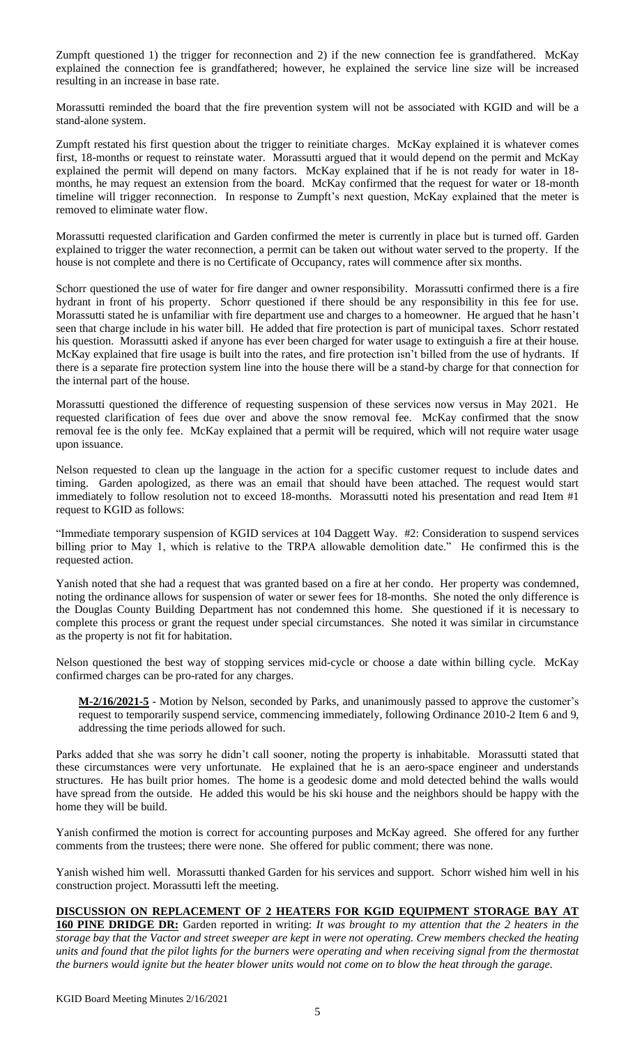Zumpft questioned 1) the trigger for reconnection and 2) if the new connection fee is grandfathered. McKay explained the connection fee is grandfathered; however, he explained the service line size will be increased resulting in an increase in base rate.

Morassutti reminded the board that the fire prevention system will not be associated with KGID and will be a stand-alone system.

Zumpft restated his first question about the trigger to reinitiate charges. McKay explained it is whatever comes first, 18-months or request to reinstate water. Morassutti argued that it would depend on the permit and McKay explained the permit will depend on many factors. McKay explained that if he is not ready for water in 18-months, he may request an extension from the board. McKay confirmed that the request for water or 18-month timeline will trigger reconnection. In response to Zumpft's next question, McKay explained that the meter is removed to eliminate water flow.

Morassutti requested clarification and Garden confirmed the meter is currently in place but is turned off. Garden explained to trigger the water reconnection, a permit can be taken out without water served to the property. If the house is not complete and there is no Certificate of Occupancy, rates will commence after six months.

Schorr questioned the use of water for fire danger and owner responsibility. Morassutti confirmed there is a fire hydrant in front of his property. Schorr questioned if there should be any responsibility in this fee for use. Morassutti stated he is unfamiliar with fire department use and charges to a homeowner. He argued that he hasn't seen that charge include in his water bill. He added that fire protection is part of municipal taxes. Schorr restated his question. Morassutti asked if anyone has ever been charged for water usage to extinguish a fire at their house. McKay explained that fire usage is built into the rates, and fire protection isn't billed from the use of hydrants. If there is a separate fire protection system line into the house there will be a stand-by charge for that connection for the internal part of the house.

Morassutti questioned the difference of requesting suspension of these services now versus in May 2021. He requested clarification of fees due over and above the snow removal fee. McKay confirmed that the snow removal fee is the only fee. McKay explained that a permit will be required, which will not require water usage upon issuance.

Nelson requested to clean up the language in the action for a specific customer request to include dates and timing. Garden apologized, as there was an email that should have been attached. The request would start immediately to follow resolution not to exceed 18-months. Morassutti noted his presentation and read Item #1 request to KGID as follows:

"Immediate temporary suspension of KGID services at 104 Daggett Way. #2: Consideration to suspend services billing prior to May 1, which is relative to the TRPA allowable demolition date." He confirmed this is the requested action.

Yanish noted that she had a request that was granted based on a fire at her condo. Her property was condemned, noting the ordinance allows for suspension of water or sewer fees for 18-months. She noted the only difference is the Douglas County Building Department has not condemned this home. She questioned if it is necessary to complete this process or grant the request under special circumstances. She noted it was similar in circumstance as the property is not fit for habitation.

Nelson questioned the best way of stopping services mid-cycle or choose a date within billing cycle. McKay confirmed charges can be pro-rated for any charges.

> **M-2/16/2021-5** - Motion by Nelson, seconded by Parks, and unanimously passed to approve the customer's request to temporarily suspend service, commencing immediately, following Ordinance 2010-2 Item 6 and 9, addressing the time periods allowed for such.

Parks added that she was sorry he didn't call sooner, noting the property is inhabitable. Morassutti stated that these circumstances were very unfortunate. He explained that he is an aero-space engineer and understands structures. He has built prior homes. The home is a geodesic dome and mold detected behind the walls would have spread from the outside. He added this would be his ski house and the neighbors should be happy with the home they will be build.

Yanish confirmed the motion is correct for accounting purposes and McKay agreed. She offered for any further comments from the trustees; there were none. She offered for public comment; there was none.

Yanish wished him well. Morassutti thanked Garden for his services and support. Schorr wished him well in his construction project. Morassutti left the meeting.

**DISCUSSION ON REPLACEMENT OF 2 HEATERS FOR KGID EQUIPMENT STORAGE BAY AT 160 PINE DRIDGE DR:** Garden reported in writing: *It was brought to my attention that the 2 heaters in the storage bay that the Vactor and street sweeper are kept in were not operating. Crew members checked the heating units and found that the pilot lights for the burners were operating and when receiving signal from the thermostat the burners would ignite but the heater blower units would not come on to blow the heat through the garage.*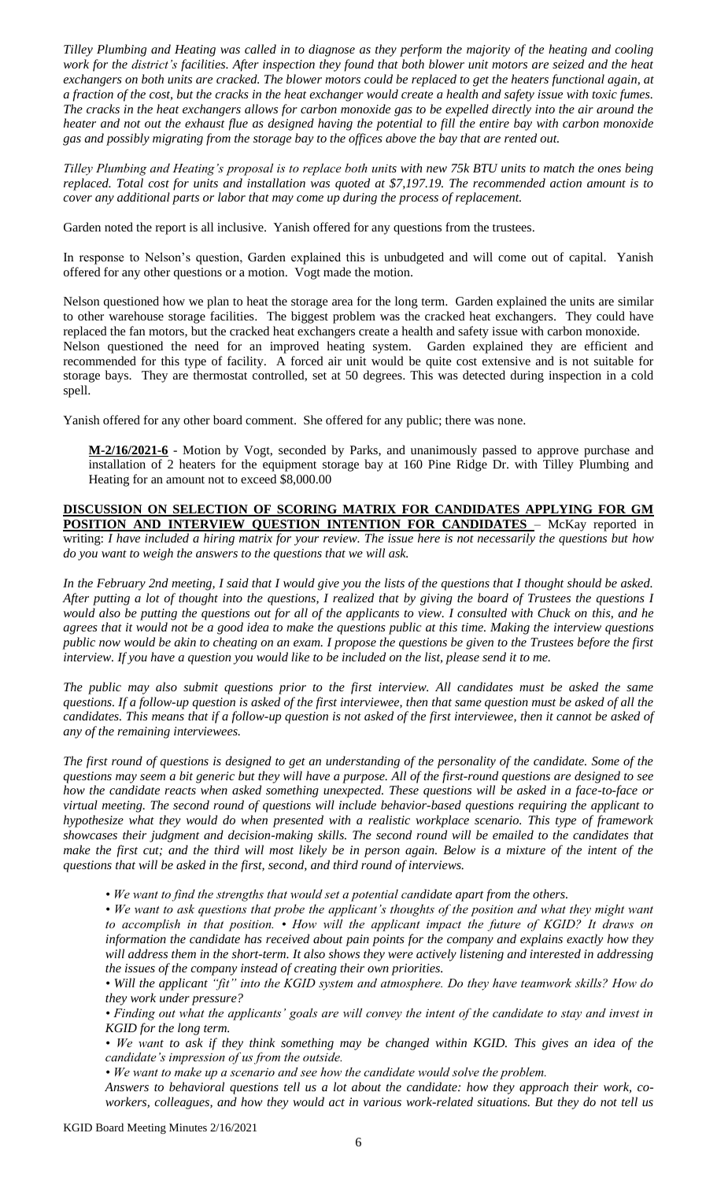*Tilley Plumbing and Heating was called in to diagnose as they perform the majority of the heating and cooling work for the district's facilities. After inspection they found that both blower unit motors are seized and the heat exchangers on both units are cracked. The blower motors could be replaced to get the heaters functional again, at a fraction of the cost, but the cracks in the heat exchanger would create a health and safety issue with toxic fumes. The cracks in the heat exchangers allows for carbon monoxide gas to be expelled directly into the air around the heater and not out the exhaust flue as designed having the potential to fill the entire bay with carbon monoxide gas and possibly migrating from the storage bay to the offices above the bay that are rented out.*

*Tilley Plumbing and Heating's proposal is to replace both units with new 75k BTU units to match the ones being replaced. Total cost for units and installation was quoted at $7,197.19. The recommended action amount is to cover any additional parts or labor that may come up during the process of replacement.*

Garden noted the report is all inclusive. Yanish offered for any questions from the trustees.

In response to Nelson's question, Garden explained this is unbudgeted and will come out of capital. Yanish offered for any other questions or a motion. Vogt made the motion.

Nelson questioned how we plan to heat the storage area for the long term. Garden explained the units are similar to other warehouse storage facilities. The biggest problem was the cracked heat exchangers. They could have replaced the fan motors, but the cracked heat exchangers create a health and safety issue with carbon monoxide. Nelson questioned the need for an improved heating system. Garden explained they are efficient and recommended for this type of facility. A forced air unit would be quite cost extensive and is not suitable for storage bays. They are thermostat controlled, set at 50 degrees. This was detected during inspection in a cold spell.

Yanish offered for any other board comment. She offered for any public; there was none.

> **M-2/16/2021-6** - Motion by Vogt, seconded by Parks, and unanimously passed to approve purchase and installation of 2 heaters for the equipment storage bay at 160 Pine Ridge Dr. with Tilley Plumbing and Heating for an amount not to exceed $8,000.00

**DISCUSSION ON SELECTION OF SCORING MATRIX FOR CANDIDATES APPLYING FOR GM POSITION AND INTERVIEW QUESTION INTENTION FOR CANDIDATES** – McKay reported in writing: *I have included a hiring matrix for your review. The issue here is not necessarily the questions but how do you want to weigh the answers to the questions that we will ask.*

*In the February 2nd meeting, I said that I would give you the lists of the questions that I thought should be asked. After putting a lot of thought into the questions, I realized that by giving the board of Trustees the questions I would also be putting the questions out for all of the applicants to view. I consulted with Chuck on this, and he agrees that it would not be a good idea to make the questions public at this time. Making the interview questions public now would be akin to cheating on an exam. I propose the questions be given to the Trustees before the first interview. If you have a question you would like to be included on the list, please send it to me.*

*The public may also submit questions prior to the first interview. All candidates must be asked the same questions. If a follow-up question is asked of the first interviewee, then that same question must be asked of all the candidates. This means that if a follow-up question is not asked of the first interviewee, then it cannot be asked of any of the remaining interviewees.*

*The first round of questions is designed to get an understanding of the personality of the candidate. Some of the questions may seem a bit generic but they will have a purpose. All of the first-round questions are designed to see how the candidate reacts when asked something unexpected. These questions will be asked in a face-to-face or virtual meeting. The second round of questions will include behavior-based questions requiring the applicant to hypothesize what they would do when presented with a realistic workplace scenario. This type of framework showcases their judgment and decision-making skills. The second round will be emailed to the candidates that make the first cut; and the third will most likely be in person again. Below is a mixture of the intent of the questions that will be asked in the first, second, and third round of interviews.*

- *We want to find the strengths that would set a potential candidate apart from the others.*
- *We want to ask questions that probe the applicant's thoughts of the position and what they might want to accomplish in that position.*
- *How will the applicant impact the future of KGID? It draws on information the candidate has received about pain points for the company and explains exactly how they will address them in the short-term. It also shows they were actively listening and interested in addressing the issues of the company instead of creating their own priorities.*
- *Will the applicant "fit" into the KGID system and atmosphere. Do they have teamwork skills? How do they work under pressure?*
- *Finding out what the applicants' goals are will convey the intent of the candidate to stay and invest in KGID for the long term.*
- *We want to ask if they think something may be changed within KGID. This gives an idea of the candidate's impression of us from the outside.*
- *We want to make up a scenario and see how the candidate would solve the problem.*

*Answers to behavioral questions tell us a lot about the candidate: how they approach their work, co-workers, colleagues, and how they would act in various work-related situations. But they do not tell us*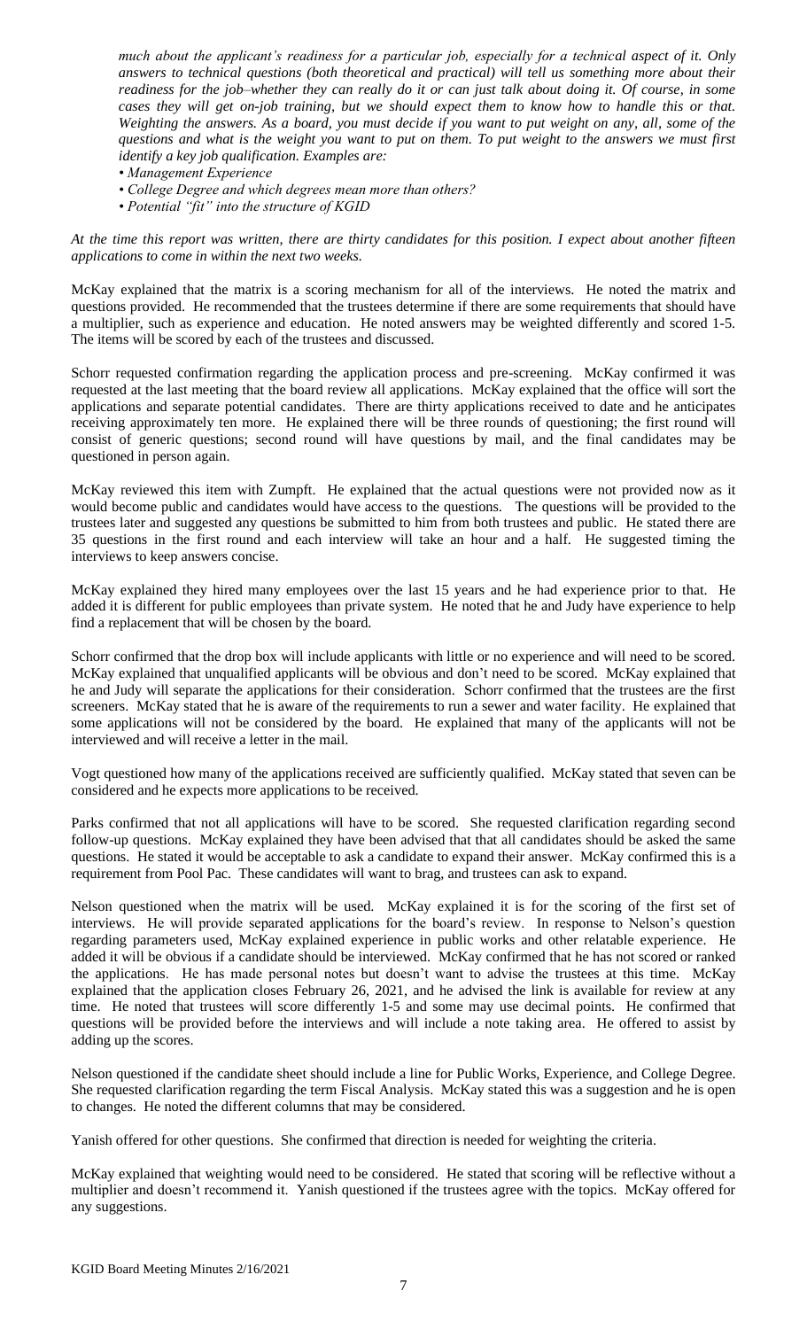*much about the applicant's readiness for a particular job, especially for a technical aspect of it. Only answers to technical questions (both theoretical and practical) will tell us something more about their readiness for the job–whether they can really do it or can just talk about doing it. Of course, in some cases they will get on-job training, but we should expect them to know how to handle this or that. Weighting the answers. As a board, you must decide if you want to put weight on any, all, some of the questions and what is the weight you want to put on them. To put weight to the answers we must first identify a key job qualification. Examples are:*

- *Management Experience*
- *College Degree and which degrees mean more than others?*
- *Potential "fit" into the structure of KGID*

*At the time this report was written, there are thirty candidates for this position. I expect about another fifteen applications to come in within the next two weeks.*

McKay explained that the matrix is a scoring mechanism for all of the interviews. He noted the matrix and questions provided. He recommended that the trustees determine if there are some requirements that should have a multiplier, such as experience and education. He noted answers may be weighted differently and scored 1-5. The items will be scored by each of the trustees and discussed.

Schorr requested confirmation regarding the application process and pre-screening. McKay confirmed it was requested at the last meeting that the board review all applications. McKay explained that the office will sort the applications and separate potential candidates. There are thirty applications received to date and he anticipates receiving approximately ten more. He explained there will be three rounds of questioning; the first round will consist of generic questions; second round will have questions by mail, and the final candidates may be questioned in person again.

McKay reviewed this item with Zumpft. He explained that the actual questions were not provided now as it would become public and candidates would have access to the questions. The questions will be provided to the trustees later and suggested any questions be submitted to him from both trustees and public. He stated there are 35 questions in the first round and each interview will take an hour and a half. He suggested timing the interviews to keep answers concise.

McKay explained they hired many employees over the last 15 years and he had experience prior to that. He added it is different for public employees than private system. He noted that he and Judy have experience to help find a replacement that will be chosen by the board.

Schorr confirmed that the drop box will include applicants with little or no experience and will need to be scored. McKay explained that unqualified applicants will be obvious and don't need to be scored. McKay explained that he and Judy will separate the applications for their consideration. Schorr confirmed that the trustees are the first screeners. McKay stated that he is aware of the requirements to run a sewer and water facility. He explained that some applications will not be considered by the board. He explained that many of the applicants will not be interviewed and will receive a letter in the mail.

Vogt questioned how many of the applications received are sufficiently qualified. McKay stated that seven can be considered and he expects more applications to be received.

Parks confirmed that not all applications will have to be scored. She requested clarification regarding second follow-up questions. McKay explained they have been advised that that all candidates should be asked the same questions. He stated it would be acceptable to ask a candidate to expand their answer. McKay confirmed this is a requirement from Pool Pac. These candidates will want to brag, and trustees can ask to expand.

Nelson questioned when the matrix will be used. McKay explained it is for the scoring of the first set of interviews. He will provide separated applications for the board's review. In response to Nelson's question regarding parameters used, McKay explained experience in public works and other relatable experience. He added it will be obvious if a candidate should be interviewed. McKay confirmed that he has not scored or ranked the applications. He has made personal notes but doesn't want to advise the trustees at this time. McKay explained that the application closes February 26, 2021, and he advised the link is available for review at any time. He noted that trustees will score differently 1-5 and some may use decimal points. He confirmed that questions will be provided before the interviews and will include a note taking area. He offered to assist by adding up the scores.

Nelson questioned if the candidate sheet should include a line for Public Works, Experience, and College Degree. She requested clarification regarding the term Fiscal Analysis. McKay stated this was a suggestion and he is open to changes. He noted the different columns that may be considered.

Yanish offered for other questions. She confirmed that direction is needed for weighting the criteria.

McKay explained that weighting would need to be considered. He stated that scoring will be reflective without a multiplier and doesn't recommend it. Yanish questioned if the trustees agree with the topics. McKay offered for any suggestions.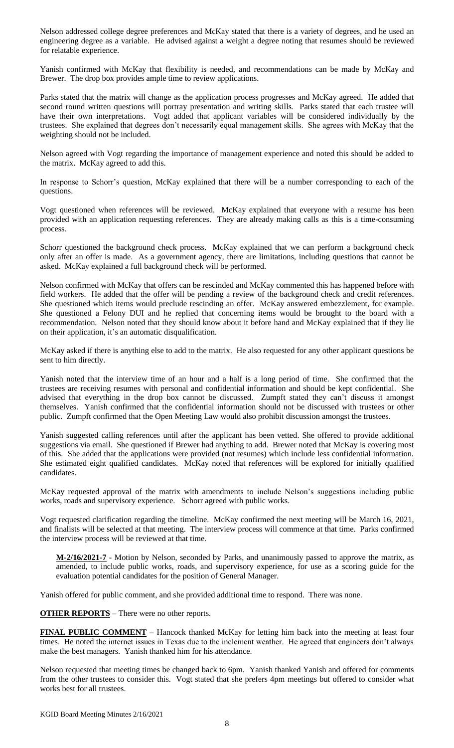Nelson addressed college degree preferences and McKay stated that there is a variety of degrees, and he used an engineering degree as a variable. He advised against a weight a degree noting that resumes should be reviewed for relatable experience.

Yanish confirmed with McKay that flexibility is needed, and recommendations can be made by McKay and Brewer. The drop box provides ample time to review applications.

Parks stated that the matrix will change as the application process progresses and McKay agreed. He added that second round written questions will portray presentation and writing skills. Parks stated that each trustee will have their own interpretations. Vogt added that applicant variables will be considered individually by the trustees. She explained that degrees don't necessarily equal management skills. She agrees with McKay that the weighting should not be included.

Nelson agreed with Vogt regarding the importance of management experience and noted this should be added to the matrix. McKay agreed to add this.

In response to Schorr's question, McKay explained that there will be a number corresponding to each of the questions.

Vogt questioned when references will be reviewed. McKay explained that everyone with a resume has been provided with an application requesting references. They are already making calls as this is a time-consuming process.

Schorr questioned the background check process. McKay explained that we can perform a background check only after an offer is made. As a government agency, there are limitations, including questions that cannot be asked. McKay explained a full background check will be performed.

Nelson confirmed with McKay that offers can be rescinded and McKay commented this has happened before with field workers. He added that the offer will be pending a review of the background check and credit references. She questioned which items would preclude rescinding an offer. McKay answered embezzlement, for example. She questioned a Felony DUI and he replied that concerning items would be brought to the board with a recommendation. Nelson noted that they should know about it before hand and McKay explained that if they lie on their application, it's an automatic disqualification.

McKay asked if there is anything else to add to the matrix. He also requested for any other applicant questions be sent to him directly.

Yanish noted that the interview time of an hour and a half is a long period of time. She confirmed that the trustees are receiving resumes with personal and confidential information and should be kept confidential. She advised that everything in the drop box cannot be discussed. Zumpft stated they can't discuss it amongst themselves. Yanish confirmed that the confidential information should not be discussed with trustees or other public. Zumpft confirmed that the Open Meeting Law would also prohibit discussion amongst the trustees.

Yanish suggested calling references until after the applicant has been vetted. She offered to provide additional suggestions via email. She questioned if Brewer had anything to add. Brewer noted that McKay is covering most of this. She added that the applications were provided (not resumes) which include less confidential information. She estimated eight qualified candidates. McKay noted that references will be explored for initially qualified candidates.

McKay requested approval of the matrix with amendments to include Nelson's suggestions including public works, roads and supervisory experience. Schorr agreed with public works.

Vogt requested clarification regarding the timeline. McKay confirmed the next meeting will be March 16, 2021, and finalists will be selected at that meeting. The interview process will commence at that time. Parks confirmed the interview process will be reviewed at that time.

> **M-2/16/2021-7** - Motion by Nelson, seconded by Parks, and unanimously passed to approve the matrix, as amended, to include public works, roads, and supervisory experience, for use as a scoring guide for the evaluation potential candidates for the position of General Manager.

Yanish offered for public comment, and she provided additional time to respond. There was none.

**OTHER REPORTS** – There were no other reports.

**FINAL PUBLIC COMMENT** – Hancock thanked McKay for letting him back into the meeting at least four times. He noted the internet issues in Texas due to the inclement weather. He agreed that engineers don't always make the best managers. Yanish thanked him for his attendance.

Nelson requested that meeting times be changed back to 6pm. Yanish thanked Yanish and offered for comments from the other trustees to consider this. Vogt stated that she prefers 4pm meetings but offered to consider what works best for all trustees.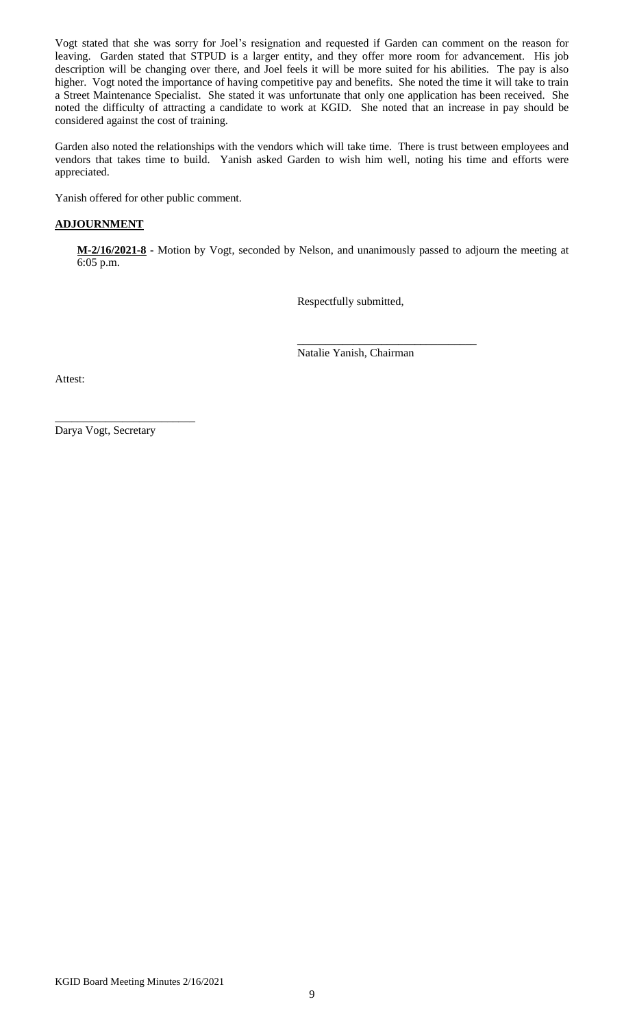Vogt stated that she was sorry for Joel's resignation and requested if Garden can comment on the reason for leaving. Garden stated that STPUD is a larger entity, and they offer more room for advancement. His job description will be changing over there, and Joel feels it will be more suited for his abilities. The pay is also higher. Vogt noted the importance of having competitive pay and benefits. She noted the time it will take to train a Street Maintenance Specialist. She stated it was unfortunate that only one application has been received. She noted the difficulty of attracting a candidate to work at KGID. She noted that an increase in pay should be considered against the cost of training.

Garden also noted the relationships with the vendors which will take time. There is trust between employees and vendors that takes time to build. Yanish asked Garden to wish him well, noting his time and efforts were appreciated.

Yanish offered for other public comment.

## ADJOURNMENT

**M-2/16/2021-8** - Motion by Vogt, seconded by Nelson, and unanimously passed to adjourn the meeting at 6:05 p.m.

Respectfully submitted,

_______________________________

Natalie Yanish, Chairman

Attest:

_________________________

Darya Vogt, Secretary